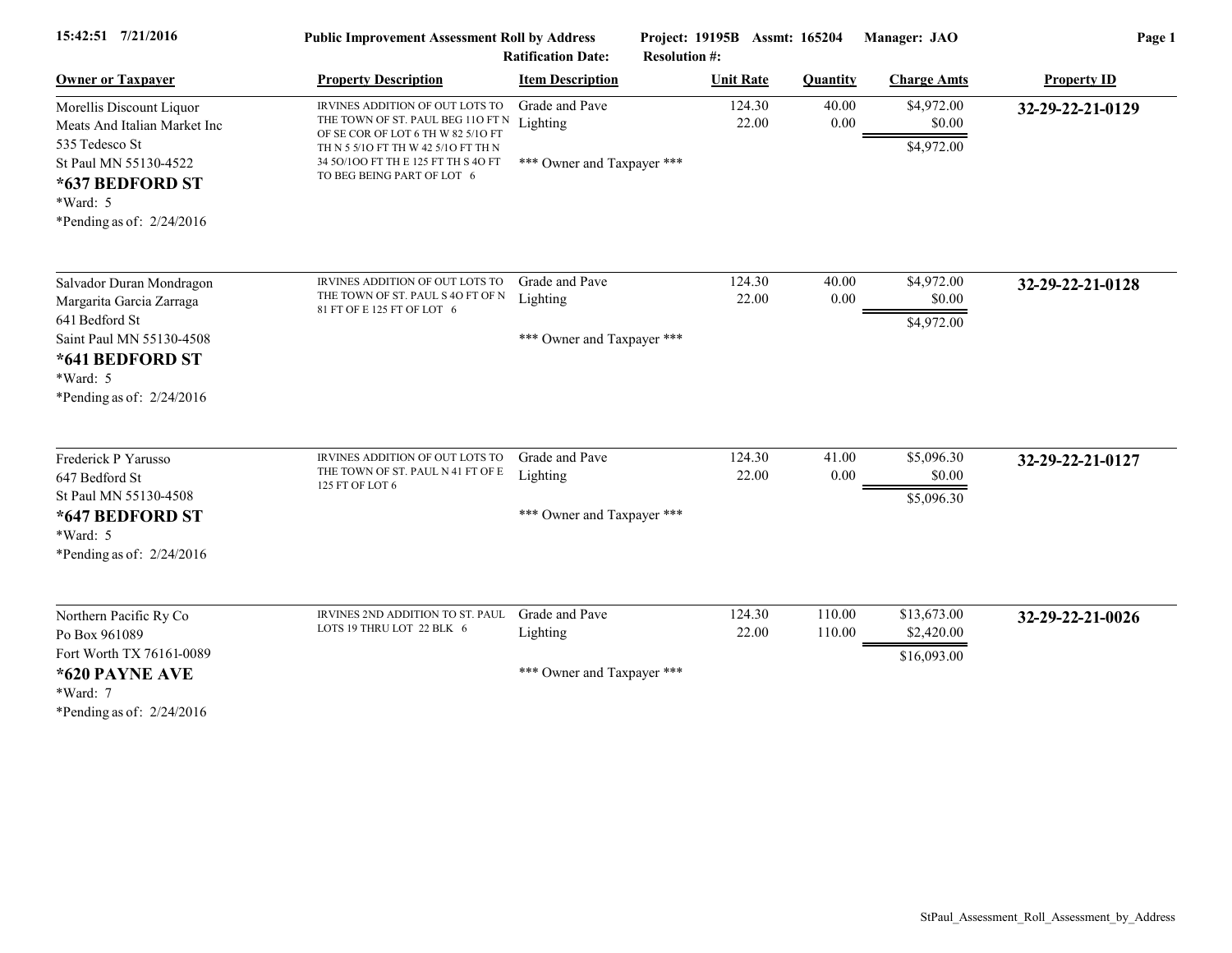15:42:51 7/21/2016 **Public Improvement Assessment Roll by Address** **Project: 19195B Assmt: 165204** **Manager: JAO**

**Ratification Date:** **Resolution #:**

| Owner or Taxpayer | Property Description | Item Description | Unit Rate | Quantity | Charge Amts | Property ID |
|---|---|---|---|---|---|---|
| Morellis Discount Liquor<br>Meats And Italian Market Inc<br>535 Tedesco St<br>St Paul MN 55130-4522<br>**\*637 BEDFORD ST**<br>\*Ward: 5<br>\*Pending as of: 2/24/2016 | IRVINES ADDITION OF OUT LOTS TO THE TOWN OF ST. PAUL BEG 11O FT N OF SE COR OF LOT 6 TH W 82 5/1O FT TH N 5 5/1O FT TH W 42 5/1O FT TH N 34 5O/1OO FT TH E 125 FT TH S 4O FT TO BEG BEING PART OF LOT 6 | Grade and Pave<br>Lighting<br><br>\*\*\* Owner and Taxpayer \*\*\* | 124.30<br>22.00 | 40.00<br>0.00 | $4,972.00<br>$0.00<br>$4,972.00 | **32-29-22-21-0129** |
| Salvador Duran Mondragon<br>Margarita Garcia Zarraga<br>641 Bedford St<br>Saint Paul MN 55130-4508<br>**\*641 BEDFORD ST**<br>\*Ward: 5<br>\*Pending as of: 2/24/2016 | IRVINES ADDITION OF OUT LOTS TO THE TOWN OF ST. PAUL S 4O FT OF N 81 FT OF E 125 FT OF LOT 6 | Grade and Pave<br>Lighting<br><br>\*\*\* Owner and Taxpayer \*\*\* | 124.30<br>22.00 | 40.00<br>0.00 | $4,972.00<br>$0.00<br>$4,972.00 | **32-29-22-21-0128** |
| Frederick P Yarusso<br>647 Bedford St<br>St Paul MN 55130-4508<br>**\*647 BEDFORD ST**<br>\*Ward: 5<br>\*Pending as of: 2/24/2016 | IRVINES ADDITION OF OUT LOTS TO THE TOWN OF ST. PAUL N 41 FT OF E 125 FT OF LOT 6 | Grade and Pave<br>Lighting<br><br>\*\*\* Owner and Taxpayer \*\*\* | 124.30<br>22.00 | 41.00<br>0.00 | $5,096.30<br>$0.00<br>$5,096.30 | **32-29-22-21-0127** |
| Northern Pacific Ry Co<br>Po Box 961089<br>Fort Worth TX 76161-0089<br>**\*620 PAYNE AVE**<br>\*Ward: 7<br>\*Pending as of: 2/24/2016 | IRVINES 2ND ADDITION TO ST. PAUL LOTS 19 THRU LOT 22 BLK 6 | Grade and Pave<br>Lighting<br><br>\*\*\* Owner and Taxpayer \*\*\* | 124.30<br>22.00 | 110.00<br>110.00 | $13,673.00<br>$2,420.00<br>$16,093.00 | **32-29-22-21-0026** |

StPaul_Assessment_Roll_Assessment_by_Address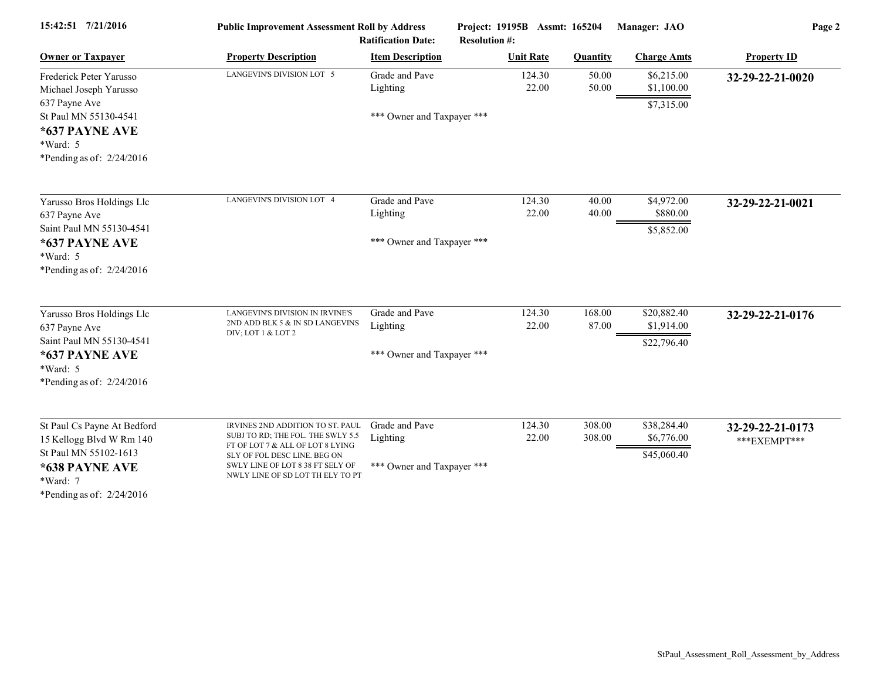15:42:51 7/21/2016 **Public Improvement Assessment Roll by Address** **Project: 19195B Assmt: 165204** **Manager: JAO**

**Ratification Date:** **Resolution #:**

| Owner or Taxpayer | Property Description | Item Description | Unit Rate | Quantity | Charge Amts | Property ID |
|---|---|---|---|---|---|---|
| Frederick Peter Yarusso<br>Michael Joseph Yarusso<br>637 Payne Ave<br>St Paul MN 55130-4541<br>**\*637 PAYNE AVE**<br>\*Ward: 5<br>\*Pending as of: 2/24/2016 | LANGEVIN'S DIVISION LOT 5 | Grade and Pave<br>Lighting<br><br>\*\*\* Owner and Taxpayer \*\*\* | 124.30<br>22.00 | 50.00<br>50.00 | $6,215.00<br>$1,100.00<br>$7,315.00 | **32-29-22-21-0020** |
| Yarusso Bros Holdings Llc<br>637 Payne Ave<br>Saint Paul MN 55130-4541<br>**\*637 PAYNE AVE**<br>\*Ward: 5<br>\*Pending as of: 2/24/2016 | LANGEVIN'S DIVISION LOT 4 | Grade and Pave<br>Lighting<br><br>\*\*\* Owner and Taxpayer \*\*\* | 124.30<br>22.00 | 40.00<br>40.00 | $4,972.00<br>$880.00<br>$5,852.00 | **32-29-22-21-0021** |
| Yarusso Bros Holdings Llc<br>637 Payne Ave<br>Saint Paul MN 55130-4541<br>**\*637 PAYNE AVE**<br>\*Ward: 5<br>\*Pending as of: 2/24/2016 | LANGEVIN'S DIVISION IN IRVINE'S 2ND ADD BLK 5 & IN SD LANGEVINS DIV; LOT 1 & LOT 2 | Grade and Pave<br>Lighting<br><br>\*\*\* Owner and Taxpayer \*\*\* | 124.30<br>22.00 | 168.00<br>87.00 | $20,882.40<br>$1,914.00<br>$22,796.40 | **32-29-22-21-0176** |
| St Paul Cs Payne At Bedford<br>15 Kellogg Blvd W Rm 140<br>St Paul MN 55102-1613<br>**\*638 PAYNE AVE**<br>\*Ward: 7<br>\*Pending as of: 2/24/2016 | IRVINES 2ND ADDITION TO ST. PAUL SUBJ TO RD; THE FOL. THE SWLY 5.5 FT OF LOT 7 & ALL OF LOT 8 LYING SLY OF FOL DESC LINE. BEG ON SWLY LINE OF LOT 8 38 FT SELY OF NWLY LINE OF SD LOT TH ELY TO PT | Grade and Pave<br>Lighting<br><br>\*\*\* Owner and Taxpayer \*\*\* | 124.30<br>22.00 | 308.00<br>308.00 | $38,284.40<br>$6,776.00<br>$45,060.40 | **32-29-22-21-0173**<br>\*\*\*EXEMPT\*\*\* |

StPaul_Assessment_Roll_Assessment_by_Address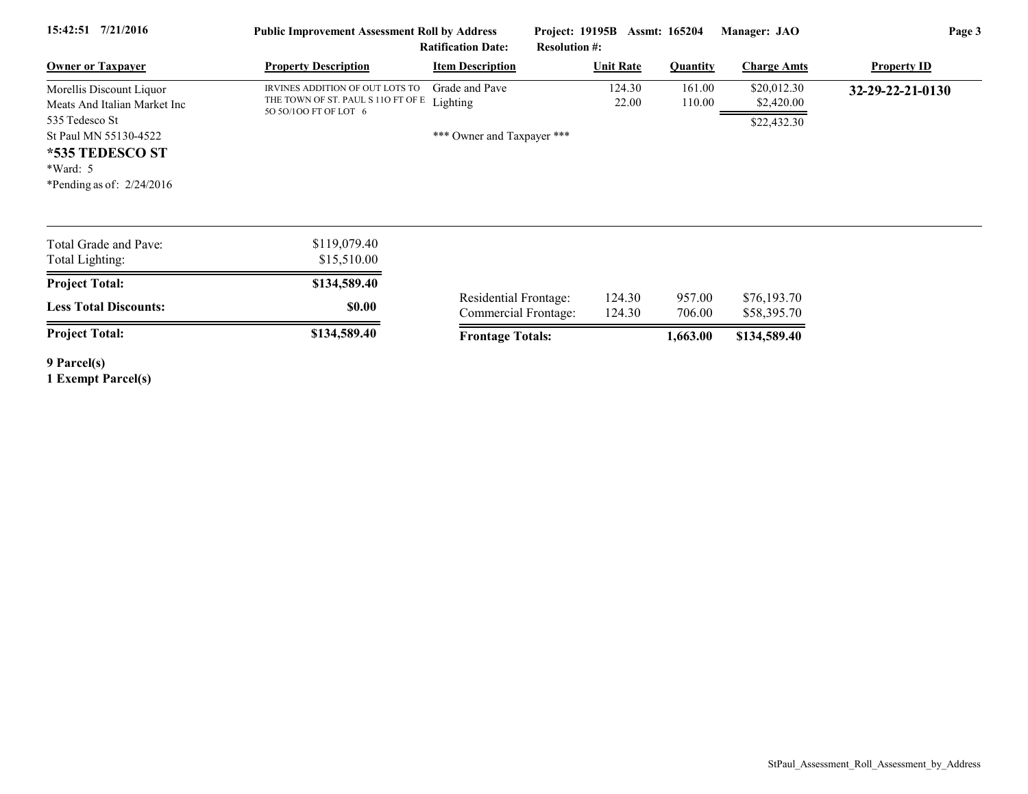| Owner or Taxpayer | Property Description | Item Description | Unit Rate | Quantity | Charge Amts | Property ID |
|---|---|---|---|---|---|---|
| Morellis Discount Liquor<br>Meats And Italian Market Inc<br>535 Tedesco St<br>St Paul MN 55130-4522<br>**\*535 TEDESCO ST**<br>\*Ward: 5<br>\*Pending as of: 2/24/2016 | IRVINES ADDITION OF OUT LOTS TO THE TOWN OF ST. PAUL S 11O FT OF E 5O 5O/1OO FT OF LOT 6 | Grade and Pave | 124.30 | 161.00 | $20,012.30 | **32-29-22-21-0130** |
| | | Lighting | 22.00 | 110.00 | $2,420.00 | |
| | | | | | $22,432.30 | |
| | | \*\*\* Owner and Taxpayer \*\*\* | | | | |

| | |
|---|---|
| Total Grade and Pave: | $119,079.40 |
| Total Lighting: | $15,510.00 |
| **Project Total:** | **$134,589.40** |
| **Less Total Discounts:** | **$0.00** |
| **Project Total:** | **$134,589.40** |

| | | | |
|---|---|---|---|
| Residential Frontage: | 124.30 | 957.00 | $76,193.70 |
| Commercial Frontage: | 124.30 | 706.00 | $58,395.70 |
| **Frontage Totals:** | | **1,663.00** | **$134,589.40** |

**9 Parcel(s)**
**1 Exempt Parcel(s)**